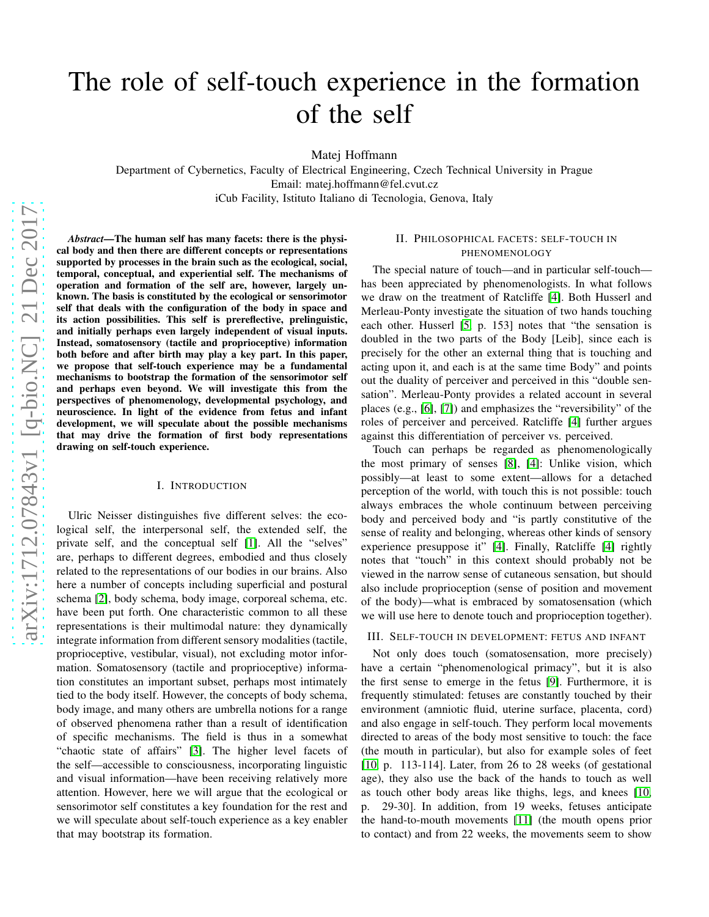# The role of self-touch experience in the formation of the self

Matej Hoffmann

Department of Cybernetics, Faculty of Electrical Engineering, Czech Technical University in Prague
Email: matej.hoffmann@fel.cvut.cz
iCub Facility, Istituto Italiano di Tecnologia, Genova, Italy

***Abstract*—The human self has many facets: there is the physical body and then there are different concepts or representations supported by processes in the brain such as the ecological, social, temporal, conceptual, and experiential self. The mechanisms of operation and formation of the self are, however, largely unknown. The basis is constituted by the ecological or sensorimotor self that deals with the configuration of the body in space and its action possibilities. This self is prereflective, prelinguistic, and initially perhaps even largely independent of visual inputs. Instead, somatosensory (tactile and proprioceptive) information both before and after birth may play a key part. In this paper, we propose that self-touch experience may be a fundamental mechanisms to bootstrap the formation of the sensorimotor self and perhaps even beyond. We will investigate this from the perspectives of phenomenology, developmental psychology, and neuroscience. In light of the evidence from fetus and infant development, we will speculate about the possible mechanisms that may drive the formation of first body representations drawing on self-touch experience.**

## I. Introduction

Ulric Neisser distinguishes five different selves: the ecological self, the interpersonal self, the extended self, the private self, and the conceptual self [1]. All the "selves" are, perhaps to different degrees, embodied and thus closely related to the representations of our bodies in our brains. Also here a number of concepts including superficial and postural schema [2], body schema, body image, corporeal schema, etc. have been put forth. One characteristic common to all these representations is their multimodal nature: they dynamically integrate information from different sensory modalities (tactile, proprioceptive, vestibular, visual), not excluding motor information. Somatosensory (tactile and proprioceptive) information constitutes an important subset, perhaps most intimately tied to the body itself. However, the concepts of body schema, body image, and many others are umbrella notions for a range of observed phenomena rather than a result of identification of specific mechanisms. The field is thus in a somewhat "chaotic state of affairs" [3]. The higher level facets of the self—accessible to consciousness, incorporating linguistic and visual information—have been receiving relatively more attention. However, here we will argue that the ecological or sensorimotor self constitutes a key foundation for the rest and we will speculate about self-touch experience as a key enabler that may bootstrap its formation.

## II. Philosophical facets: self-touch in phenomenology

The special nature of touch—and in particular self-touch—has been appreciated by phenomenologists. In what follows we draw on the treatment of Ratcliffe [4]. Both Husserl and Merleau-Ponty investigate the situation of two hands touching each other. Husserl [5, p. 153] notes that "the sensation is doubled in the two parts of the Body [Leib], since each is precisely for the other an external thing that is touching and acting upon it, and each is at the same time Body" and points out the duality of perceiver and perceived in this "double sensation". Merleau-Ponty provides a related account in several places (e.g., [6], [7]) and emphasizes the "reversibility" of the roles of perceiver and perceived. Ratcliffe [4] further argues against this differentiation of perceiver vs. perceived.

Touch can perhaps be regarded as phenomenologically the most primary of senses [8], [4]: Unlike vision, which possibly—at least to some extent—allows for a detached perception of the world, with touch this is not possible: touch always embraces the whole continuum between perceiving body and perceived body and "is partly constitutive of the sense of reality and belonging, whereas other kinds of sensory experience presuppose it" [4]. Finally, Ratcliffe [4] rightly notes that "touch" in this context should probably not be viewed in the narrow sense of cutaneous sensation, but should also include proprioception (sense of position and movement of the body)—what is embraced by somatosensation (which we will use here to denote touch and proprioception together).

## III. Self-touch in development: fetus and infant

Not only does touch (somatosensation, more precisely) have a certain "phenomenological primacy", but it is also the first sense to emerge in the fetus [9]. Furthermore, it is frequently stimulated: fetuses are constantly touched by their environment (amniotic fluid, uterine surface, placenta, cord) and also engage in self-touch. They perform local movements directed to areas of the body most sensitive to touch: the face (the mouth in particular), but also for example soles of feet [10, p. 113-114]. Later, from 26 to 28 weeks (of gestational age), they also use the back of the hands to touch as well as touch other body areas like thighs, legs, and knees [10, p. 29-30]. In addition, from 19 weeks, fetuses anticipate the hand-to-mouth movements [11] (the mouth opens prior to contact) and from 22 weeks, the movements seem to show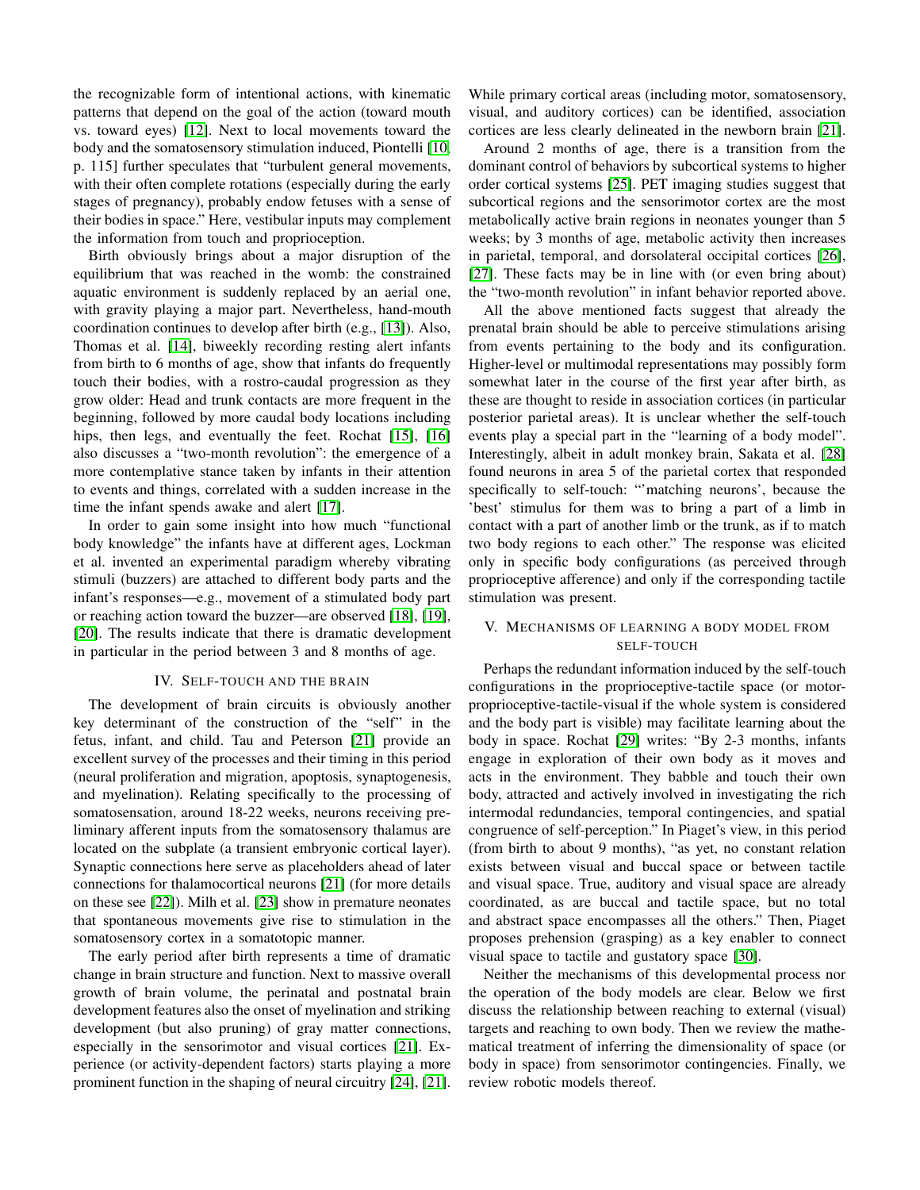the recognizable form of intentional actions, with kinematic patterns that depend on the goal of the action (toward mouth vs. toward eyes) [12]. Next to local movements toward the body and the somatosensory stimulation induced, Piontelli [10, p. 115] further speculates that "turbulent general movements, with their often complete rotations (especially during the early stages of pregnancy), probably endow fetuses with a sense of their bodies in space." Here, vestibular inputs may complement the information from touch and proprioception.

Birth obviously brings about a major disruption of the equilibrium that was reached in the womb: the constrained aquatic environment is suddenly replaced by an aerial one, with gravity playing a major part. Nevertheless, hand-mouth coordination continues to develop after birth (e.g., [13]). Also, Thomas et al. [14], biweekly recording resting alert infants from birth to 6 months of age, show that infants do frequently touch their bodies, with a rostro-caudal progression as they grow older: Head and trunk contacts are more frequent in the beginning, followed by more caudal body locations including hips, then legs, and eventually the feet. Rochat [15], [16] also discusses a "two-month revolution": the emergence of a more contemplative stance taken by infants in their attention to events and things, correlated with a sudden increase in the time the infant spends awake and alert [17].

In order to gain some insight into how much "functional body knowledge" the infants have at different ages, Lockman et al. invented an experimental paradigm whereby vibrating stimuli (buzzers) are attached to different body parts and the infant's responses—e.g., movement of a stimulated body part or reaching action toward the buzzer—are observed [18], [19], [20]. The results indicate that there is dramatic development in particular in the period between 3 and 8 months of age.

## IV. Self-touch and the brain

The development of brain circuits is obviously another key determinant of the construction of the "self" in the fetus, infant, and child. Tau and Peterson [21] provide an excellent survey of the processes and their timing in this period (neural proliferation and migration, apoptosis, synaptogenesis, and myelination). Relating specifically to the processing of somatosensation, around 18-22 weeks, neurons receiving preliminary afferent inputs from the somatosensory thalamus are located on the subplate (a transient embryonic cortical layer). Synaptic connections here serve as placeholders ahead of later connections for thalamocortical neurons [21] (for more details on these see [22]). Milh et al. [23] show in premature neonates that spontaneous movements give rise to stimulation in the somatosensory cortex in a somatotopic manner.

The early period after birth represents a time of dramatic change in brain structure and function. Next to massive overall growth of brain volume, the perinatal and postnatal brain development features also the onset of myelination and striking development (but also pruning) of gray matter connections, especially in the sensorimotor and visual cortices [21]. Experience (or activity-dependent factors) starts playing a more prominent function in the shaping of neural circuitry [24], [21]. While primary cortical areas (including motor, somatosensory, visual, and auditory cortices) can be identified, association cortices are less clearly delineated in the newborn brain [21].

Around 2 months of age, there is a transition from the dominant control of behaviors by subcortical systems to higher order cortical systems [25]. PET imaging studies suggest that subcortical regions and the sensorimotor cortex are the most metabolically active brain regions in neonates younger than 5 weeks; by 3 months of age, metabolic activity then increases in parietal, temporal, and dorsolateral occipital cortices [26], [27]. These facts may be in line with (or even bring about) the "two-month revolution" in infant behavior reported above.

All the above mentioned facts suggest that already the prenatal brain should be able to perceive stimulations arising from events pertaining to the body and its configuration. Higher-level or multimodal representations may possibly form somewhat later in the course of the first year after birth, as these are thought to reside in association cortices (in particular posterior parietal areas). It is unclear whether the self-touch events play a special part in the "learning of a body model". Interestingly, albeit in adult monkey brain, Sakata et al. [28] found neurons in area 5 of the parietal cortex that responded specifically to self-touch: "'matching neurons', because the 'best' stimulus for them was to bring a part of a limb in contact with a part of another limb or the trunk, as if to match two body regions to each other." The response was elicited only in specific body configurations (as perceived through proprioceptive afference) and only if the corresponding tactile stimulation was present.

## V. Mechanisms of learning a body model from self-touch

Perhaps the redundant information induced by the self-touch configurations in the proprioceptive-tactile space (or motor-proprioceptive-tactile-visual if the whole system is considered and the body part is visible) may facilitate learning about the body in space. Rochat [29] writes: "By 2-3 months, infants engage in exploration of their own body as it moves and acts in the environment. They babble and touch their own body, attracted and actively involved in investigating the rich intermodal redundancies, temporal contingencies, and spatial congruence of self-perception." In Piaget's view, in this period (from birth to about 9 months), "as yet, no constant relation exists between visual and buccal space or between tactile and visual space. True, auditory and visual space are already coordinated, as are buccal and tactile space, but no total and abstract space encompasses all the others." Then, Piaget proposes prehension (grasping) as a key enabler to connect visual space to tactile and gustatory space [30].

Neither the mechanisms of this developmental process nor the operation of the body models are clear. Below we first discuss the relationship between reaching to external (visual) targets and reaching to own body. Then we review the mathematical treatment of inferring the dimensionality of space (or body in space) from sensorimotor contingencies. Finally, we review robotic models thereof.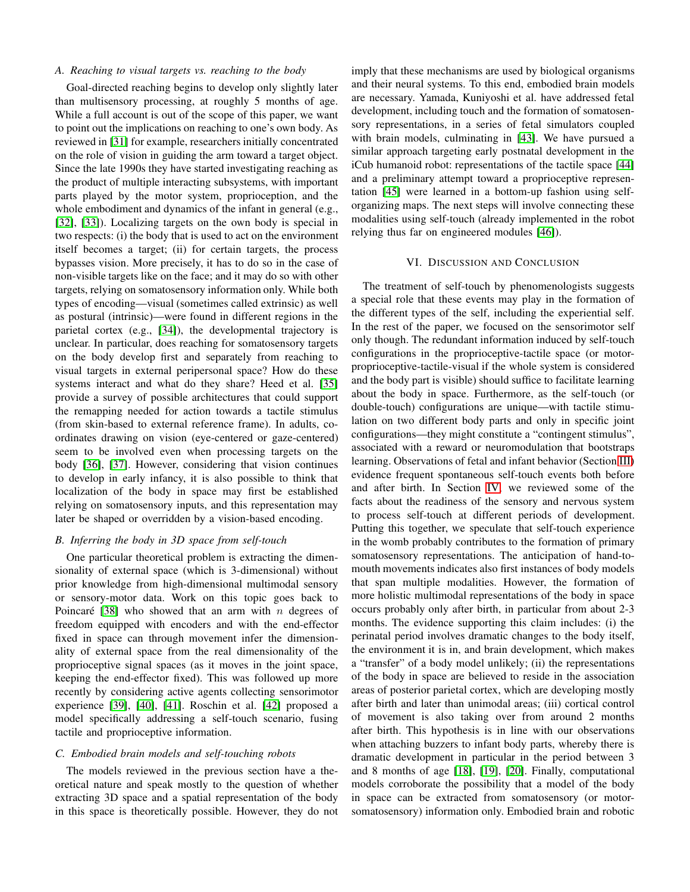### A. Reaching to visual targets vs. reaching to the body

Goal-directed reaching begins to develop only slightly later than multisensory processing, at roughly 5 months of age. While a full account is out of the scope of this paper, we want to point out the implications on reaching to one's own body. As reviewed in [31] for example, researchers initially concentrated on the role of vision in guiding the arm toward a target object. Since the late 1990s they have started investigating reaching as the product of multiple interacting subsystems, with important parts played by the motor system, proprioception, and the whole embodiment and dynamics of the infant in general (e.g., [32], [33]). Localizing targets on the own body is special in two respects: (i) the body that is used to act on the environment itself becomes a target; (ii) for certain targets, the process bypasses vision. More precisely, it has to do so in the case of non-visible targets like on the face; and it may do so with other targets, relying on somatosensory information only. While both types of encoding—visual (sometimes called extrinsic) as well as postural (intrinsic)—were found in different regions in the parietal cortex (e.g., [34]), the developmental trajectory is unclear. In particular, does reaching for somatosensory targets on the body develop first and separately from reaching to visual targets in external peripersonal space? How do these systems interact and what do they share? Heed et al. [35] provide a survey of possible architectures that could support the remapping needed for action towards a tactile stimulus (from skin-based to external reference frame). In adults, coordinates drawing on vision (eye-centered or gaze-centered) seem to be involved even when processing targets on the body [36], [37]. However, considering that vision continues to develop in early infancy, it is also possible to think that localization of the body in space may first be established relying on somatosensory inputs, and this representation may later be shaped or overridden by a vision-based encoding.

### B. Inferring the body in 3D space from self-touch

One particular theoretical problem is extracting the dimensionality of external space (which is 3-dimensional) without prior knowledge from high-dimensional multimodal sensory or sensory-motor data. Work on this topic goes back to Poincaré [38] who showed that an arm with $n$ degrees of freedom equipped with encoders and with the end-effector fixed in space can through movement infer the dimensionality of external space from the real dimensionality of the proprioceptive signal spaces (as it moves in the joint space, keeping the end-effector fixed). This was followed up more recently by considering active agents collecting sensorimotor experience [39], [40], [41]. Roschin et al. [42] proposed a model specifically addressing a self-touch scenario, fusing tactile and proprioceptive information.

### C. Embodied brain models and self-touching robots

The models reviewed in the previous section have a theoretical nature and speak mostly to the question of whether extracting 3D space and a spatial representation of the body in this space is theoretically possible. However, they do not imply that these mechanisms are used by biological organisms and their neural systems. To this end, embodied brain models are necessary. Yamada, Kuniyoshi et al. have addressed fetal development, including touch and the formation of somatosensory representations, in a series of fetal simulators coupled with brain models, culminating in [43]. We have pursued a similar approach targeting early postnatal development in the iCub humanoid robot: representations of the tactile space [44] and a preliminary attempt toward a proprioceptive representation [45] were learned in a bottom-up fashion using self-organizing maps. The next steps will involve connecting these modalities using self-touch (already implemented in the robot relying thus far on engineered modules [46]).

## VI. Discussion and Conclusion

The treatment of self-touch by phenomenologists suggests a special role that these events may play in the formation of the different types of the self, including the experiential self. In the rest of the paper, we focused on the sensorimotor self only though. The redundant information induced by self-touch configurations in the proprioceptive-tactile space (or motor-proprioceptive-tactile-visual if the whole system is considered and the body part is visible) should suffice to facilitate learning about the body in space. Furthermore, as the self-touch (or double-touch) configurations are unique—with tactile stimulation on two different body parts and only in specific joint configurations—they might constitute a "contingent stimulus", associated with a reward or neuromodulation that bootstraps learning. Observations of fetal and infant behavior (Section III) evidence frequent spontaneous self-touch events both before and after birth. In Section IV, we reviewed some of the facts about the readiness of the sensory and nervous system to process self-touch at different periods of development. Putting this together, we speculate that self-touch experience in the womb probably contributes to the formation of primary somatosensory representations. The anticipation of hand-to-mouth movements indicates also first instances of body models that span multiple modalities. However, the formation of more holistic multimodal representations of the body in space occurs probably only after birth, in particular from about 2-3 months. The evidence supporting this claim includes: (i) the perinatal period involves dramatic changes to the body itself, the environment it is in, and brain development, which makes a "transfer" of a body model unlikely; (ii) the representations of the body in space are believed to reside in the association areas of posterior parietal cortex, which are developing mostly after birth and later than unimodal areas; (iii) cortical control of movement is also taking over from around 2 months after birth. This hypothesis is in line with our observations when attaching buzzers to infant body parts, whereby there is dramatic development in particular in the period between 3 and 8 months of age [18], [19], [20]. Finally, computational models corroborate the possibility that a model of the body in space can be extracted from somatosensory (or motor-somatosensory) information only. Embodied brain and robotic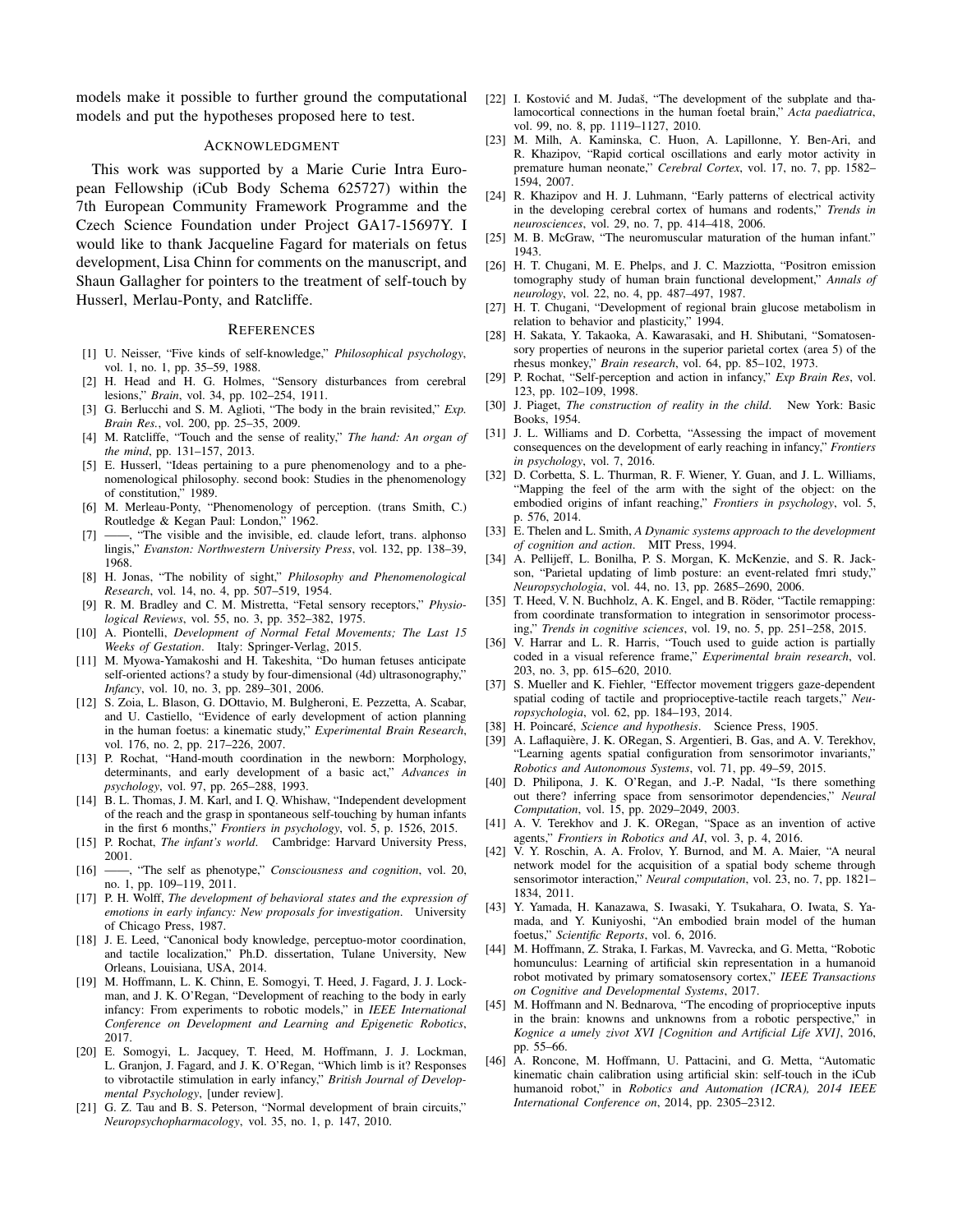models make it possible to further ground the computational models and put the hypotheses proposed here to test.

## Acknowledgment

This work was supported by a Marie Curie Intra European Fellowship (iCub Body Schema 625727) within the 7th European Community Framework Programme and the Czech Science Foundation under Project GA17-15697Y. I would like to thank Jacqueline Fagard for materials on fetus development, Lisa Chinn for comments on the manuscript, and Shaun Gallagher for pointers to the treatment of self-touch by Husserl, Merlau-Ponty, and Ratcliffe.

## References

[1] U. Neisser, "Five kinds of self-knowledge," *Philosophical psychology*, vol. 1, no. 1, pp. 35–59, 1988.

[2] H. Head and H. G. Holmes, "Sensory disturbances from cerebral lesions," *Brain*, vol. 34, pp. 102–254, 1911.

[3] G. Berlucchi and S. M. Aglioti, "The body in the brain revisited," *Exp. Brain Res.*, vol. 200, pp. 25–35, 2009.

[4] M. Ratcliffe, "Touch and the sense of reality," *The hand: An organ of the mind*, pp. 131–157, 2013.

[5] E. Husserl, "Ideas pertaining to a pure phenomenology and to a phenomenological philosophy. second book: Studies in the phenomenology of constitution," 1989.

[6] M. Merleau-Ponty, "Phenomenology of perception. (trans Smith, C.) Routledge & Kegan Paul: London," 1962.

[7] ——, "The visible and the invisible, ed. claude lefort, trans. alphonso lingis," *Evanston: Northwestern University Press*, vol. 132, pp. 138–39, 1968.

[8] H. Jonas, "The nobility of sight," *Philosophy and Phenomenological Research*, vol. 14, no. 4, pp. 507–519, 1954.

[9] R. M. Bradley and C. M. Mistretta, "Fetal sensory receptors," *Physiological Reviews*, vol. 55, no. 3, pp. 352–382, 1975.

[10] A. Piontelli, *Development of Normal Fetal Movements; The Last 15 Weeks of Gestation*. Italy: Springer-Verlag, 2015.

[11] M. Myowa-Yamakoshi and H. Takeshita, "Do human fetuses anticipate self-oriented actions? a study by four-dimensional (4d) ultrasonography," *Infancy*, vol. 10, no. 3, pp. 289–301, 2006.

[12] S. Zoia, L. Blason, G. DOttavio, M. Bulgheroni, E. Pezzetta, A. Scabar, and U. Castiello, "Evidence of early development of action planning in the human foetus: a kinematic study," *Experimental Brain Research*, vol. 176, no. 2, pp. 217–226, 2007.

[13] P. Rochat, "Hand-mouth coordination in the newborn: Morphology, determinants, and early development of a basic act," *Advances in psychology*, vol. 97, pp. 265–288, 1993.

[14] B. L. Thomas, J. M. Karl, and I. Q. Whishaw, "Independent development of the reach and the grasp in spontaneous self-touching by human infants in the first 6 months," *Frontiers in psychology*, vol. 5, p. 1526, 2015.

[15] P. Rochat, *The infant's world*. Cambridge: Harvard University Press, 2001.

[16] ——, "The self as phenotype," *Consciousness and cognition*, vol. 20, no. 1, pp. 109–119, 2011.

[17] P. H. Wolff, *The development of behavioral states and the expression of emotions in early infancy: New proposals for investigation*. University of Chicago Press, 1987.

[18] J. E. Leed, "Canonical body knowledge, perceptuo-motor coordination, and tactile localization," Ph.D. dissertation, Tulane University, New Orleans, Louisiana, USA, 2014.

[19] M. Hoffmann, L. K. Chinn, E. Somogyi, T. Heed, J. Fagard, J. J. Lockman, and J. K. O'Regan, "Development of reaching to the body in early infancy: From experiments to robotic models," in *IEEE International Conference on Development and Learning and Epigenetic Robotics*, 2017.

[20] E. Somogyi, L. Jacquey, T. Heed, M. Hoffmann, J. J. Lockman, L. Granjon, J. Fagard, and J. K. O'Regan, "Which limb is it? Responses to vibrotactile stimulation in early infancy," *British Journal of Developmental Psychology*, [under review].

[21] G. Z. Tau and B. S. Peterson, "Normal development of brain circuits," *Neuropsychopharmacology*, vol. 35, no. 1, p. 147, 2010.

[22] I. Kostović and M. Judaš, "The development of the subplate and thalamocortical connections in the human foetal brain," *Acta paediatrica*, vol. 99, no. 8, pp. 1119–1127, 2010.

[23] M. Milh, A. Kaminska, C. Huon, A. Lapillonne, Y. Ben-Ari, and R. Khazipov, "Rapid cortical oscillations and early motor activity in premature human neonate," *Cerebral Cortex*, vol. 17, no. 7, pp. 1582–1594, 2007.

[24] R. Khazipov and H. J. Luhmann, "Early patterns of electrical activity in the developing cerebral cortex of humans and rodents," *Trends in neurosciences*, vol. 29, no. 7, pp. 414–418, 2006.

[25] M. B. McGraw, "The neuromuscular maturation of the human infant." 1943.

[26] H. T. Chugani, M. E. Phelps, and J. C. Mazziotta, "Positron emission tomography study of human brain functional development," *Annals of neurology*, vol. 22, no. 4, pp. 487–497, 1987.

[27] H. T. Chugani, "Development of regional brain glucose metabolism in relation to behavior and plasticity," 1994.

[28] H. Sakata, Y. Takaoka, A. Kawarasaki, and H. Shibutani, "Somatosensory properties of neurons in the superior parietal cortex (area 5) of the rhesus monkey," *Brain research*, vol. 64, pp. 85–102, 1973.

[29] P. Rochat, "Self-perception and action in infancy," *Exp Brain Res*, vol. 123, pp. 102–109, 1998.

[30] J. Piaget, *The construction of reality in the child*. New York: Basic Books, 1954.

[31] J. L. Williams and D. Corbetta, "Assessing the impact of movement consequences on the development of early reaching in infancy," *Frontiers in psychology*, vol. 7, 2016.

[32] D. Corbetta, S. L. Thurman, R. F. Wiener, Y. Guan, and J. L. Williams, "Mapping the feel of the arm with the sight of the object: on the embodied origins of infant reaching," *Frontiers in psychology*, vol. 5, p. 576, 2014.

[33] E. Thelen and L. Smith, *A Dynamic systems approach to the development of cognition and action*. MIT Press, 1994.

[34] A. Pellijeff, L. Bonilha, P. S. Morgan, K. McKenzie, and S. R. Jackson, "Parietal updating of limb posture: an event-related fmri study," *Neuropsychologia*, vol. 44, no. 13, pp. 2685–2690, 2006.

[35] T. Heed, V. N. Buchholz, A. K. Engel, and B. Röder, "Tactile remapping: from coordinate transformation to integration in sensorimotor processing," *Trends in cognitive sciences*, vol. 19, no. 5, pp. 251–258, 2015.

[36] V. Harrar and L. R. Harris, "Touch used to guide action is partially coded in a visual reference frame," *Experimental brain research*, vol. 203, no. 3, pp. 615–620, 2010.

[37] S. Mueller and K. Fiehler, "Effector movement triggers gaze-dependent spatial coding of tactile and proprioceptive-tactile reach targets," *Neuropsychologia*, vol. 62, pp. 184–193, 2014.

[38] H. Poincaré, *Science and hypothesis*. Science Press, 1905.

[39] A. Laflaquière, J. K. ORegan, S. Argentieri, B. Gas, and A. V. Terekhov, "Learning agents spatial configuration from sensorimotor invariants," *Robotics and Autonomous Systems*, vol. 71, pp. 49–59, 2015.

[40] D. Philipona, J. K. O'Regan, and J.-P. Nadal, "Is there something out there? inferring space from sensorimotor dependencies," *Neural Computation*, vol. 15, pp. 2029–2049, 2003.

[41] A. V. Terekhov and J. K. ORegan, "Space as an invention of active agents," *Frontiers in Robotics and AI*, vol. 3, p. 4, 2016.

[42] V. Y. Roschin, A. A. Frolov, Y. Burnod, and M. A. Maier, "A neural network model for the acquisition of a spatial body scheme through sensorimotor interaction," *Neural computation*, vol. 23, no. 7, pp. 1821–1834, 2011.

[43] Y. Yamada, H. Kanazawa, S. Iwasaki, Y. Tsukahara, O. Iwata, S. Yamada, and Y. Kuniyoshi, "An embodied brain model of the human foetus," *Scientific Reports*, vol. 6, 2016.

[44] M. Hoffmann, Z. Straka, I. Farkas, M. Vavrecka, and G. Metta, "Robotic homunculus: Learning of artificial skin representation in a humanoid robot motivated by primary somatosensory cortex," *IEEE Transactions on Cognitive and Developmental Systems*, 2017.

[45] M. Hoffmann and N. Bednarova, "The encoding of proprioceptive inputs in the brain: knowns and unknowns from a robotic perspective," in *Kognice a umely zivot XVI [Cognition and Artificial Life XVI]*, 2016, pp. 55–66.

[46] A. Roncone, M. Hoffmann, U. Pattacini, and G. Metta, "Automatic kinematic chain calibration using artificial skin: self-touch in the iCub humanoid robot," in *Robotics and Automation (ICRA), 2014 IEEE International Conference on*, 2014, pp. 2305–2312.